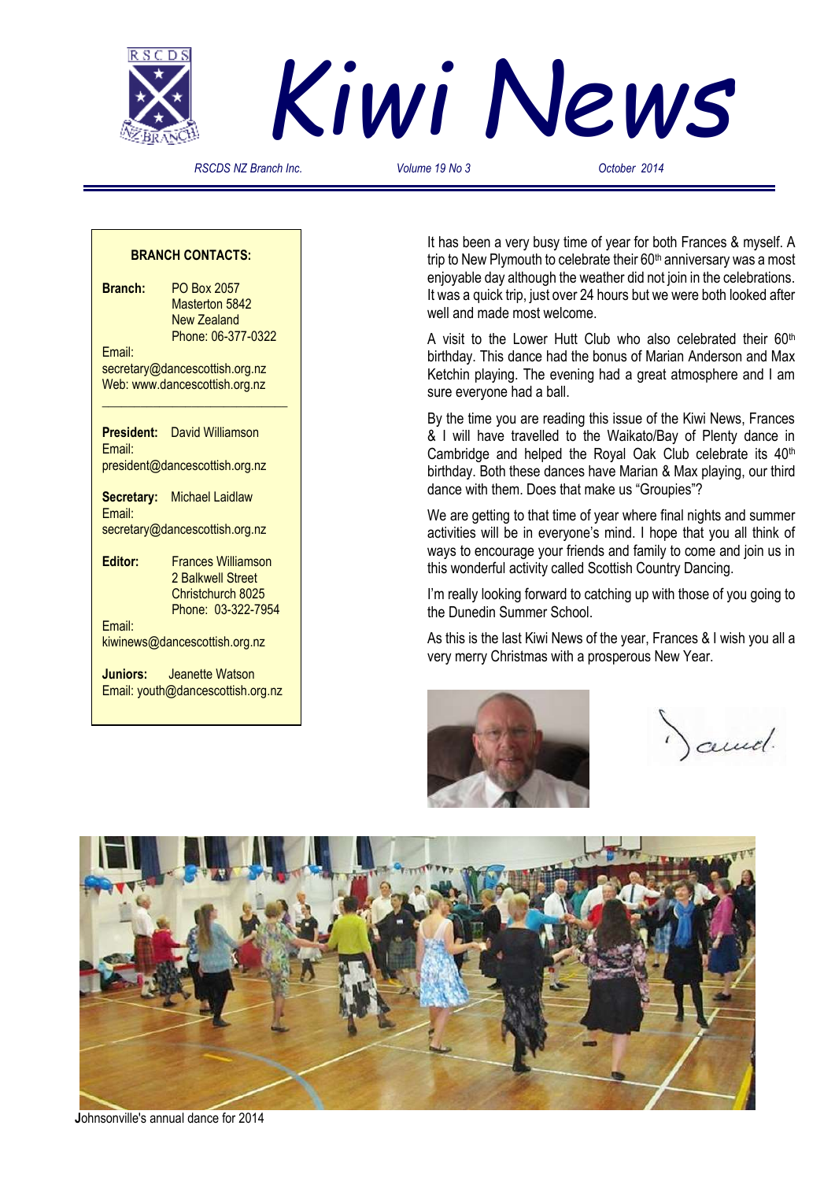# Kiwi News

*RSCDS NZ Branch Inc.* *Volume 19 No 3* *October 2014*

**BRANCH CONTACTS:**

**Branch:** PO Box 2057
Masterton 5842
New Zealand
Phone: 06-377-0322
Email:
secretary@dancescottish.org.nz
Web: www.dancescottish.org.nz

---

**President:** David Williamson
Email:
president@dancescottish.org.nz

**Secretary:** Michael Laidlaw
Email:
secretary@dancescottish.org.nz

**Editor:** Frances Williamson
2 Balkwell Street
Christchurch 8025
Phone: 03-322-7954
Email:
kiwinews@dancescottish.org.nz

**Juniors:** Jeanette Watson
Email: youth@dancescottish.org.nz

It has been a very busy time of year for both Frances & myself. A trip to New Plymouth to celebrate their 60th anniversary was a most enjoyable day although the weather did not join in the celebrations. It was a quick trip, just over 24 hours but we were both looked after well and made most welcome.

A visit to the Lower Hutt Club who also celebrated their 60th birthday. This dance had the bonus of Marian Anderson and Max Ketchin playing. The evening had a great atmosphere and I am sure everyone had a ball.

By the time you are reading this issue of the Kiwi News, Frances & I will have travelled to the Waikato/Bay of Plenty dance in Cambridge and helped the Royal Oak Club celebrate its 40th birthday. Both these dances have Marian & Max playing, our third dance with them. Does that make us "Groupies"?

We are getting to that time of year where final nights and summer activities will be in everyone's mind. I hope that you all think of ways to encourage your friends and family to come and join us in this wonderful activity called Scottish Country Dancing.

I'm really looking forward to catching up with those of you going to the Dunedin Summer School.

As this is the last Kiwi News of the year, Frances & I wish you all a very merry Christmas with a prosperous New Year.

David

Johnsonville's annual dance for 2014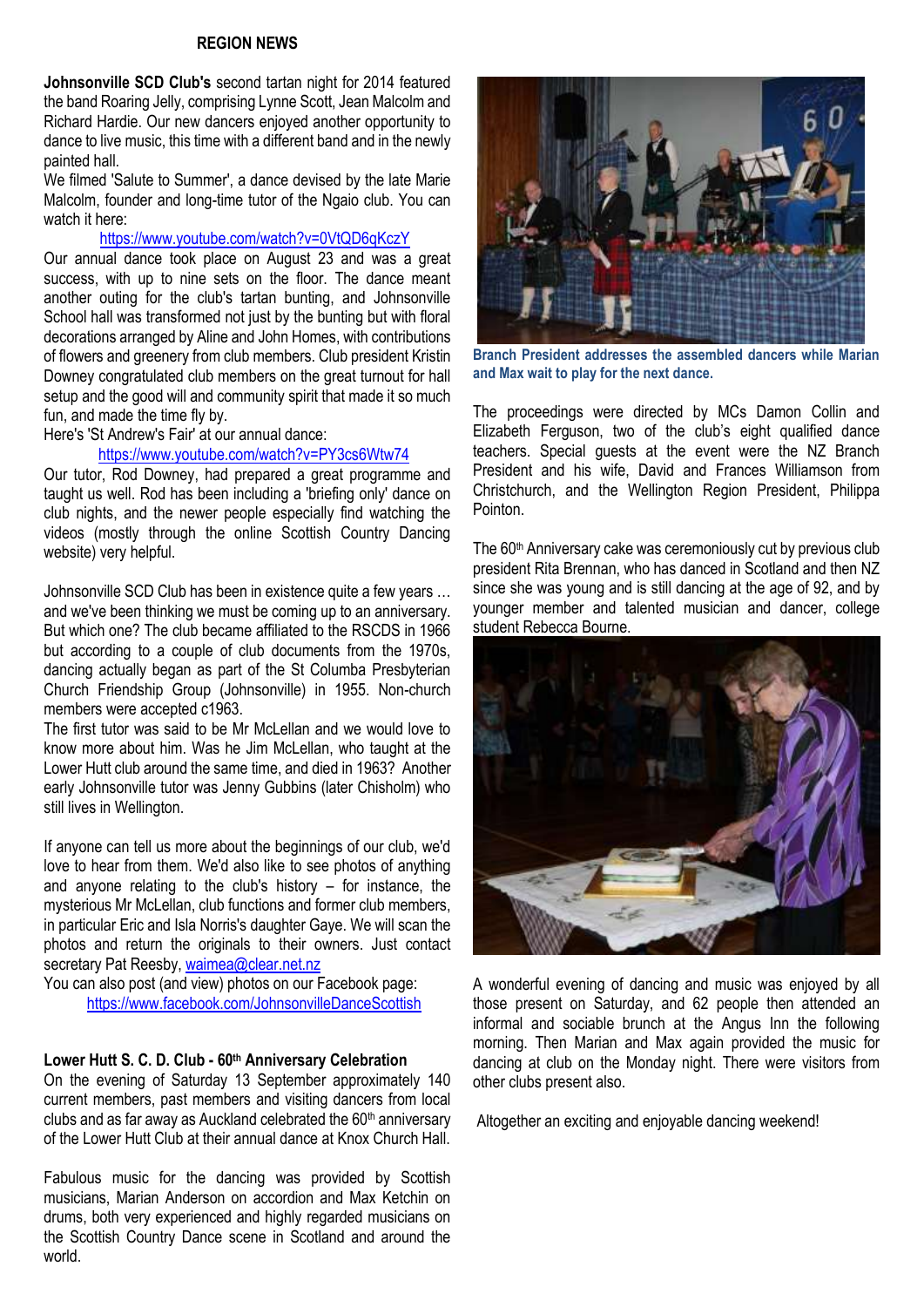## REGION NEWS

**Johnsonville SCD Club's** second tartan night for 2014 featured the band Roaring Jelly, comprising Lynne Scott, Jean Malcolm and Richard Hardie. Our new dancers enjoyed another opportunity to dance to live music, this time with a different band and in the newly painted hall.

We filmed 'Salute to Summer', a dance devised by the late Marie Malcolm, founder and long-time tutor of the Ngaio club. You can watch it here:

https://www.youtube.com/watch?v=0VtQD6qKczY

Our annual dance took place on August 23 and was a great success, with up to nine sets on the floor. The dance meant another outing for the club's tartan bunting, and Johnsonville School hall was transformed not just by the bunting but with floral decorations arranged by Aline and John Homes, with contributions of flowers and greenery from club members. Club president Kristin Downey congratulated club members on the great turnout for hall setup and the good will and community spirit that made it so much fun, and made the time fly by.

Here's 'St Andrew's Fair' at our annual dance:

https://www.youtube.com/watch?v=PY3cs6Wtw74

Our tutor, Rod Downey, had prepared a great programme and taught us well. Rod has been including a 'briefing only' dance on club nights, and the newer people especially find watching the videos (mostly through the online Scottish Country Dancing website) very helpful.

Johnsonville SCD Club has been in existence quite a few years … and we've been thinking we must be coming up to an anniversary. But which one? The club became affiliated to the RSCDS in 1966 but according to a couple of club documents from the 1970s, dancing actually began as part of the St Columba Presbyterian Church Friendship Group (Johnsonville) in 1955. Non-church members were accepted c1963.

The first tutor was said to be Mr McLellan and we would love to know more about him. Was he Jim McLellan, who taught at the Lower Hutt club around the same time, and died in 1963? Another early Johnsonville tutor was Jenny Gubbins (later Chisholm) who still lives in Wellington.

If anyone can tell us more about the beginnings of our club, we'd love to hear from them. We'd also like to see photos of anything and anyone relating to the club's history – for instance, the mysterious Mr McLellan, club functions and former club members, in particular Eric and Isla Norris's daughter Gaye. We will scan the photos and return the originals to their owners. Just contact secretary Pat Reesby, waimea@clear.net.nz

You can also post (and view) photos on our Facebook page:

https://www.facebook.com/JohnsonvilleDanceScottish

**Lower Hutt S. C. D. Club - 60th Anniversary Celebration**

On the evening of Saturday 13 September approximately 140 current members, past members and visiting dancers from local clubs and as far away as Auckland celebrated the 60th anniversary of the Lower Hutt Club at their annual dance at Knox Church Hall.

Fabulous music for the dancing was provided by Scottish musicians, Marian Anderson on accordion and Max Ketchin on drums, both very experienced and highly regarded musicians on the Scottish Country Dance scene in Scotland and around the world.

**Branch President addresses the assembled dancers while Marian and Max wait to play for the next dance.**

The proceedings were directed by MCs Damon Collin and Elizabeth Ferguson, two of the club's eight qualified dance teachers. Special guests at the event were the NZ Branch President and his wife, David and Frances Williamson from Christchurch, and the Wellington Region President, Philippa Pointon.

The 60th Anniversary cake was ceremoniously cut by previous club president Rita Brennan, who has danced in Scotland and then NZ since she was young and is still dancing at the age of 92, and by younger member and talented musician and dancer, college student Rebecca Bourne.

A wonderful evening of dancing and music was enjoyed by all those present on Saturday, and 62 people then attended an informal and sociable brunch at the Angus Inn the following morning. Then Marian and Max again provided the music for dancing at club on the Monday night. There were visitors from other clubs present also.

Altogether an exciting and enjoyable dancing weekend!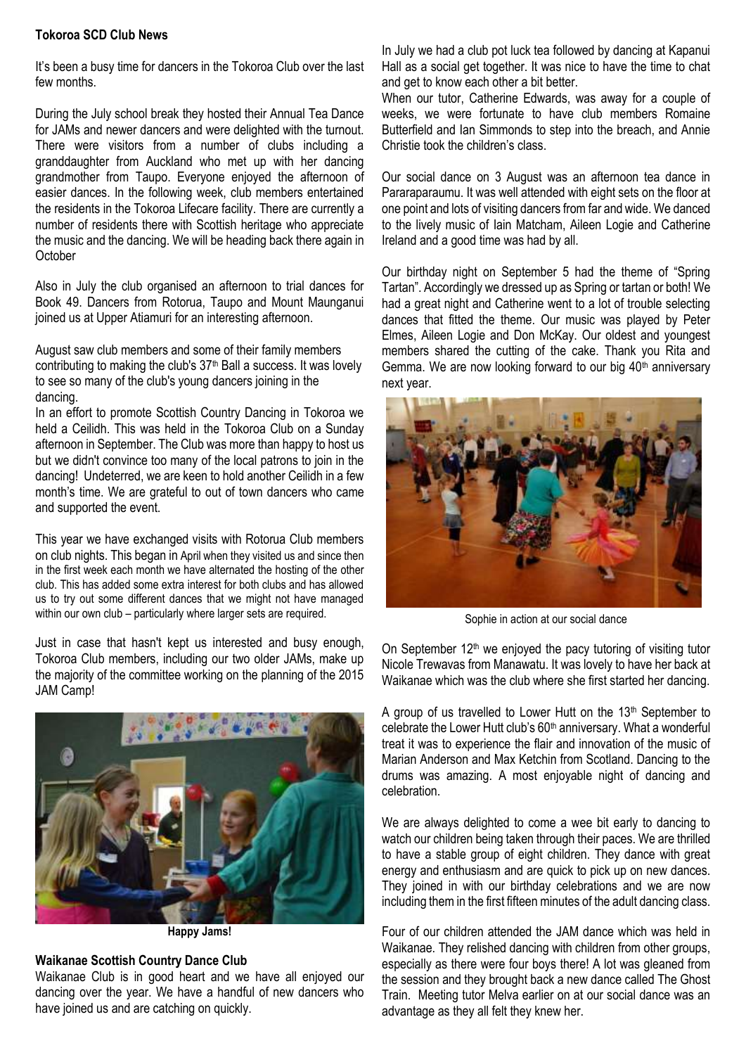**Tokoroa SCD Club News**

It's been a busy time for dancers in the Tokoroa Club over the last few months.

During the July school break they hosted their Annual Tea Dance for JAMs and newer dancers and were delighted with the turnout. There were visitors from a number of clubs including a granddaughter from Auckland who met up with her dancing grandmother from Taupo. Everyone enjoyed the afternoon of easier dances. In the following week, club members entertained the residents in the Tokoroa Lifecare facility. There are currently a number of residents there with Scottish heritage who appreciate the music and the dancing. We will be heading back there again in October

Also in July the club organised an afternoon to trial dances for Book 49. Dancers from Rotorua, Taupo and Mount Maunganui joined us at Upper Atiamuri for an interesting afternoon.

August saw club members and some of their family members contributing to making the club's 37th Ball a success. It was lovely to see so many of the club's young dancers joining in the dancing.

In an effort to promote Scottish Country Dancing in Tokoroa we held a Ceilidh. This was held in the Tokoroa Club on a Sunday afternoon in September. The Club was more than happy to host us but we didn't convince too many of the local patrons to join in the dancing! Undeterred, we are keen to hold another Ceilidh in a few month's time. We are grateful to out of town dancers who came and supported the event.

This year we have exchanged visits with Rotorua Club members on club nights. This began in April when they visited us and since then in the first week each month we have alternated the hosting of the other club. This has added some extra interest for both clubs and has allowed us to try out some different dances that we might not have managed within our own club – particularly where larger sets are required.

Just in case that hasn't kept us interested and busy enough, Tokoroa Club members, including our two older JAMs, make up the majority of the committee working on the planning of the 2015 JAM Camp!

**Happy Jams!**

**Waikanae Scottish Country Dance Club**

Waikanae Club is in good heart and we have all enjoyed our dancing over the year. We have a handful of new dancers who have joined us and are catching on quickly.

In July we had a club pot luck tea followed by dancing at Kapanui Hall as a social get together. It was nice to have the time to chat and get to know each other a bit better.

When our tutor, Catherine Edwards, was away for a couple of weeks, we were fortunate to have club members Romaine Butterfield and Ian Simmonds to step into the breach, and Annie Christie took the children's class.

Our social dance on 3 August was an afternoon tea dance in Paraparaumu. It was well attended with eight sets on the floor at one point and lots of visiting dancers from far and wide. We danced to the lively music of Iain Matcham, Aileen Logie and Catherine Ireland and a good time was had by all.

Our birthday night on September 5 had the theme of "Spring Tartan". Accordingly we dressed up as Spring or tartan or both! We had a great night and Catherine went to a lot of trouble selecting dances that fitted the theme. Our music was played by Peter Elmes, Aileen Logie and Don McKay. Our oldest and youngest members shared the cutting of the cake. Thank you Rita and Gemma. We are now looking forward to our big 40th anniversary next year.

Sophie in action at our social dance

On September 12th we enjoyed the pacy tutoring of visiting tutor Nicole Trewavas from Manawatu. It was lovely to have her back at Waikanae which was the club where she first started her dancing.

A group of us travelled to Lower Hutt on the 13th September to celebrate the Lower Hutt club's 60th anniversary. What a wonderful treat it was to experience the flair and innovation of the music of Marian Anderson and Max Ketchin from Scotland. Dancing to the drums was amazing. A most enjoyable night of dancing and celebration.

We are always delighted to come a wee bit early to dancing to watch our children being taken through their paces. We are thrilled to have a stable group of eight children. They dance with great energy and enthusiasm and are quick to pick up on new dances. They joined in with our birthday celebrations and we are now including them in the first fifteen minutes of the adult dancing class.

Four of our children attended the JAM dance which was held in Waikanae. They relished dancing with children from other groups, especially as there were four boys there! A lot was gleaned from the session and they brought back a new dance called The Ghost Train. Meeting tutor Melva earlier on at our social dance was an advantage as they all felt they knew her.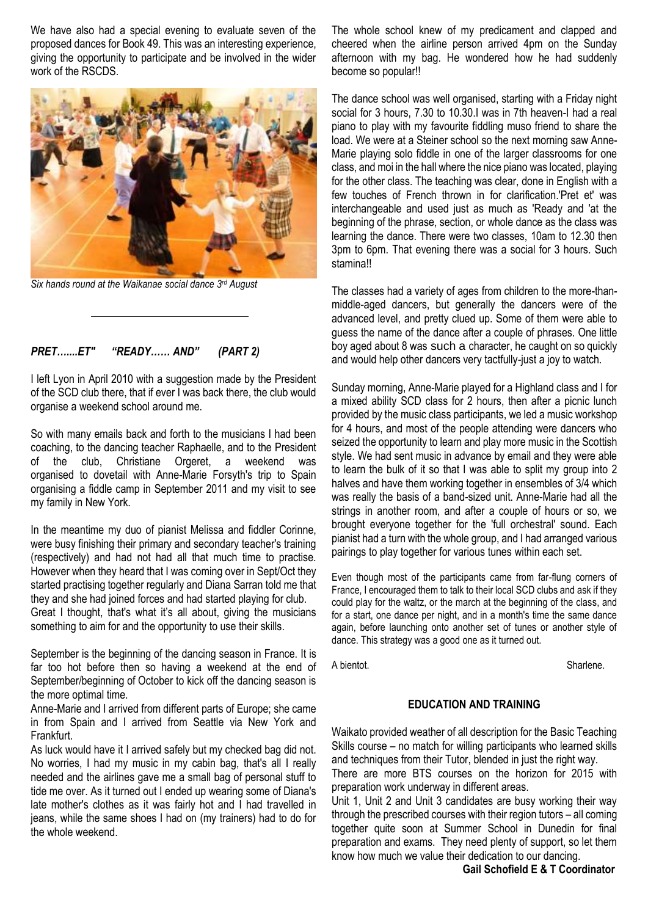We have also had a special evening to evaluate seven of the proposed dances for Book 49. This was an interesting experience, giving the opportunity to participate and be involved in the wider work of the RSCDS.

*Six hands round at the Waikanae social dance 3rd August*

---

### *PRET…....ET" "READY…… AND" (PART 2)*

I left Lyon in April 2010 with a suggestion made by the President of the SCD club there, that if ever I was back there, the club would organise a weekend school around me.

So with many emails back and forth to the musicians I had been coaching, to the dancing teacher Raphaelle, and to the President of the club, Christiane Orgeret, a weekend was organised to dovetail with Anne-Marie Forsyth's trip to Spain organising a fiddle camp in September 2011 and my visit to see my family in New York.

In the meantime my duo of pianist Melissa and fiddler Corinne, were busy finishing their primary and secondary teacher's training (respectively) and had not had all that much time to practise. However when they heard that I was coming over in Sept/Oct they started practising together regularly and Diana Sarran told me that they and she had joined forces and had started playing for club. Great I thought, that's what it's all about, giving the musicians something to aim for and the opportunity to use their skills.

September is the beginning of the dancing season in France. It is far too hot before then so having a weekend at the end of September/beginning of October to kick off the dancing season is the more optimal time.

Anne-Marie and I arrived from different parts of Europe; she came in from Spain and I arrived from Seattle via New York and Frankfurt.

As luck would have it I arrived safely but my checked bag did not. No worries, I had my music in my cabin bag, that's all I really needed and the airlines gave me a small bag of personal stuff to tide me over. As it turned out I ended up wearing some of Diana's late mother's clothes as it was fairly hot and I had travelled in jeans, while the same shoes I had on (my trainers) had to do for the whole weekend.

The whole school knew of my predicament and clapped and cheered when the airline person arrived 4pm on the Sunday afternoon with my bag. He wondered how he had suddenly become so popular!!

The dance school was well organised, starting with a Friday night social for 3 hours, 7.30 to 10.30.I was in 7th heaven-I had a real piano to play with my favourite fiddling muso friend to share the load. We were at a Steiner school so the next morning saw Anne-Marie playing solo fiddle in one of the larger classrooms for one class, and moi in the hall where the nice piano was located, playing for the other class. The teaching was clear, done in English with a few touches of French thrown in for clarification.'Pret et' was interchangeable and used just as much as 'Ready and 'at the beginning of the phrase, section, or whole dance as the class was learning the dance. There were two classes, 10am to 12.30 then 3pm to 6pm. That evening there was a social for 3 hours. Such stamina!!

The classes had a variety of ages from children to the more-than-middle-aged dancers, but generally the dancers were of the advanced level, and pretty clued up. Some of them were able to guess the name of the dance after a couple of phrases. One little boy aged about 8 was such a character, he caught on so quickly and would help other dancers very tactfully-just a joy to watch.

Sunday morning, Anne-Marie played for a Highland class and I for a mixed ability SCD class for 2 hours, then after a picnic lunch provided by the music class participants, we led a music workshop for 4 hours, and most of the people attending were dancers who seized the opportunity to learn and play more music in the Scottish style. We had sent music in advance by email and they were able to learn the bulk of it so that I was able to split my group into 2 halves and have them working together in ensembles of 3/4 which was really the basis of a band-sized unit. Anne-Marie had all the strings in another room, and after a couple of hours or so, we brought everyone together for the 'full orchestral' sound. Each pianist had a turn with the whole group, and I had arranged various pairings to play together for various tunes within each set.

Even though most of the participants came from far-flung corners of France, I encouraged them to talk to their local SCD clubs and ask if they could play for the waltz, or the march at the beginning of the class, and for a start, one dance per night, and in a month's time the same dance again, before launching onto another set of tunes or another style of dance. This strategy was a good one as it turned out.

A bientot. Sharlene.

### EDUCATION AND TRAINING

Waikato provided weather of all description for the Basic Teaching Skills course – no match for willing participants who learned skills and techniques from their Tutor, blended in just the right way.

There are more BTS courses on the horizon for 2015 with preparation work underway in different areas.

Unit 1, Unit 2 and Unit 3 candidates are busy working their way through the prescribed courses with their region tutors – all coming together quite soon at Summer School in Dunedin for final preparation and exams. They need plenty of support, so let them know how much we value their dedication to our dancing.

**Gail Schofield E & T Coordinator**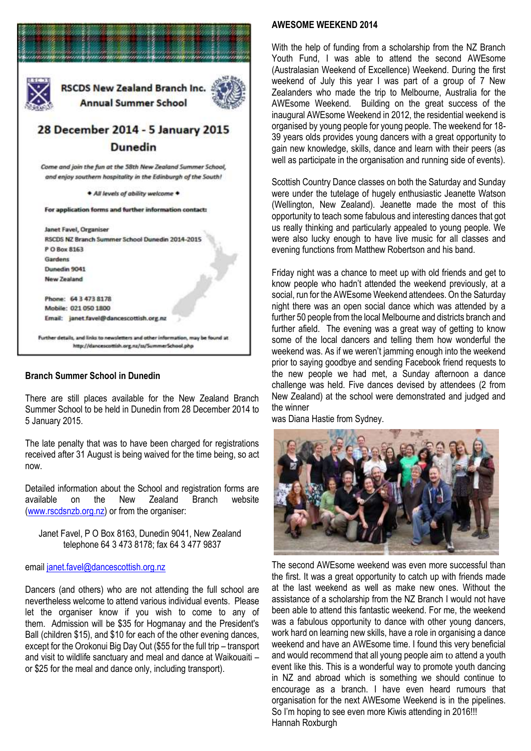RSCDS New Zealand Branch Inc.
Annual Summer School

# 28 December 2014 - 5 January 2015
# Dunedin

*Come and join the fun at the 58th New Zealand Summer School, and enjoy southern hospitality in the Edinburgh of the South!*

*• All levels of ability welcome •*

**For application forms and further information contact:**

Janet Favel, Organiser
RSCDS NZ Branch Summer School Dunedin 2014-2015
P O Box 8163
Gardens
Dunedin 9041
New Zealand

Phone: 64 3 473 8178
Mobile: 021 050 1800
Email: janet.favel@dancescottish.org.nz

Further details, and links to newsletters and other information, may be found at http://dancescottish.org.nz/ss/SummerSchool.php

## Branch Summer School in Dunedin

There are still places available for the New Zealand Branch Summer School to be held in Dunedin from 28 December 2014 to 5 January 2015.

The late penalty that was to have been charged for registrations received after 31 August is being waived for the time being, so act now.

Detailed information about the School and registration forms are available on the New Zealand Branch website (www.rscdsnzb.org.nz) or from the organiser:

Janet Favel, P O Box 8163, Dunedin 9041, New Zealand
telephone 64 3 473 8178; fax 64 3 477 9837

email janet.favel@dancescottish.org.nz

Dancers (and others) who are not attending the full school are nevertheless welcome to attend various individual events. Please let the organiser know if you wish to come to any of them. Admission will be $35 for Hogmanay and the President's Ball (children $15), and $10 for each of the other evening dances, except for the Orokonui Big Day Out ($55 for the full trip – transport and visit to wildlife sanctuary and meal and dance at Waikouaiti – or $25 for the meal and dance only, including transport).

## AWESOME WEEKEND 2014

With the help of funding from a scholarship from the NZ Branch Youth Fund, I was able to attend the second AWEsome (Australasian Weekend of Excellence) Weekend. During the first weekend of July this year I was part of a group of 7 New Zealanders who made the trip to Melbourne, Australia for the AWEsome Weekend. Building on the great success of the inaugural AWEsome Weekend in 2012, the residential weekend is organised by young people for young people. The weekend for 18-39 years olds provides young dancers with a great opportunity to gain new knowledge, skills, dance and learn with their peers (as well as participate in the organisation and running side of events).

Scottish Country Dance classes on both the Saturday and Sunday were under the tutelage of hugely enthusiastic Jeanette Watson (Wellington, New Zealand). Jeanette made the most of this opportunity to teach some fabulous and interesting dances that got us really thinking and particularly appealed to young people. We were also lucky enough to have live music for all classes and evening functions from Matthew Robertson and his band.

Friday night was a chance to meet up with old friends and get to know people who hadn't attended the weekend previously, at a social, run for the AWEsome Weekend attendees. On the Saturday night there was an open social dance which was attended by a further 50 people from the local Melbourne and districts branch and further afield. The evening was a great way of getting to know some of the local dancers and telling them how wonderful the weekend was. As if we weren't jamming enough into the weekend prior to saying goodbye and sending Facebook friend requests to the new people we had met, a Sunday afternoon a dance challenge was held. Five dances devised by attendees (2 from New Zealand) at the school were demonstrated and judged and the winner
was Diana Hastie from Sydney.

The second AWEsome weekend was even more successful than the first. It was a great opportunity to catch up with friends made at the last weekend as well as make new ones. Without the assistance of a scholarship from the NZ Branch I would not have been able to attend this fantastic weekend. For me, the weekend was a fabulous opportunity to dance with other young dancers, work hard on learning new skills, have a role in organising a dance weekend and have an AWEsome time. I found this very beneficial and would recommend that all young people aim to attend a youth event like this. This is a wonderful way to promote youth dancing in NZ and abroad which is something we should continue to encourage as a branch. I have even heard rumours that organisation for the next AWEsome Weekend is in the pipelines. So I'm hoping to see even more Kiwis attending in 2016!!!
Hannah Roxburgh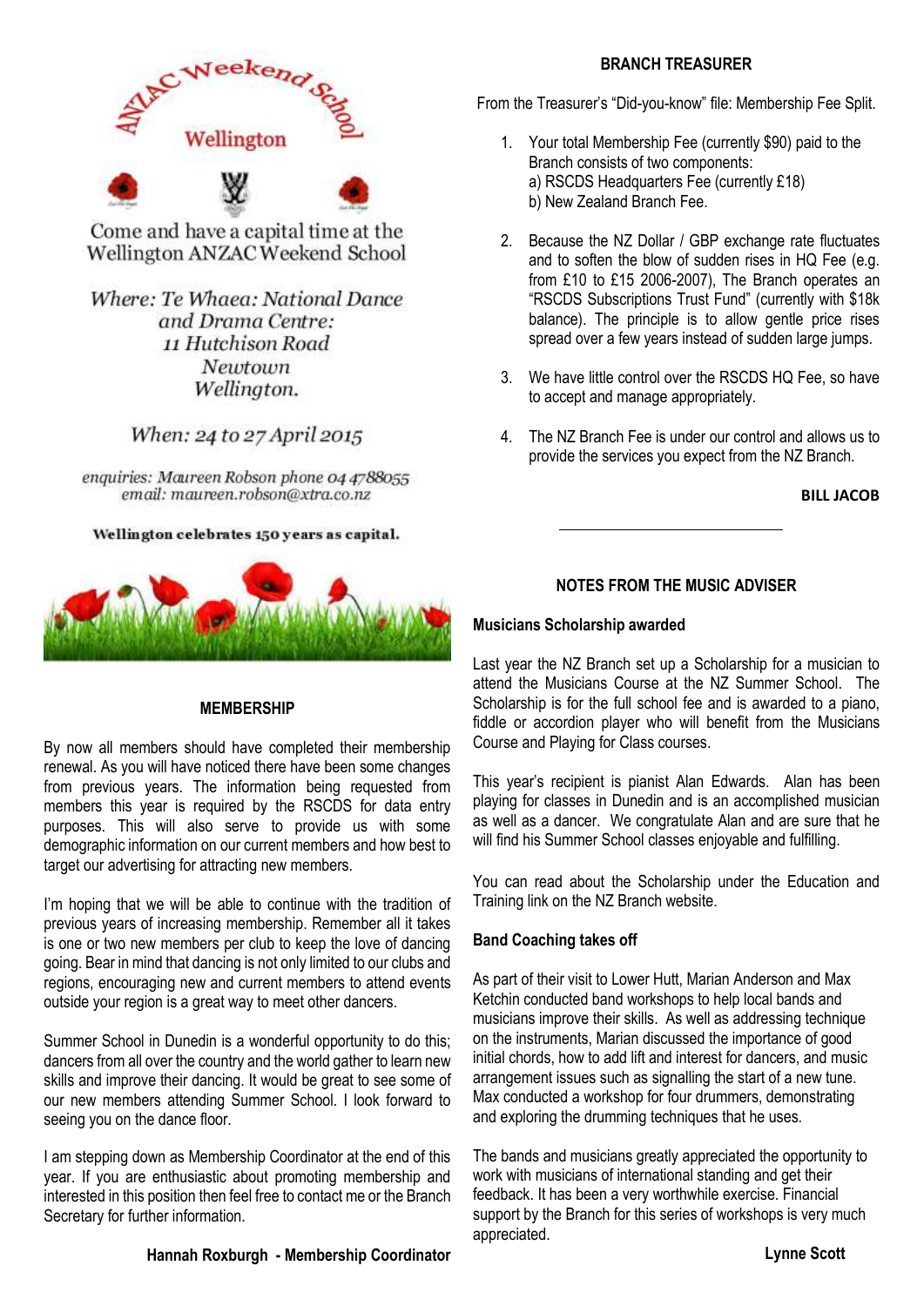ANZAC Weekend School

Wellington

Come and have a capital time at the Wellington ANZAC Weekend School

*Where: Te Whaea: National Dance and Drama Centre: 11 Hutchison Road Newtown Wellington.*

*When: 24 to 27 April 2015*

*enquiries: Maureen Robson phone 04 4788055*
*email: maureen.robson@xtra.co.nz*

**Wellington celebrates 150 years as capital.**

## MEMBERSHIP

By now all members should have completed their membership renewal. As you will have noticed there have been some changes from previous years. The information being requested from members this year is required by the RSCDS for data entry purposes. This will also serve to provide us with some demographic information on our current members and how best to target our advertising for attracting new members.

I'm hoping that we will be able to continue with the tradition of previous years of increasing membership. Remember all it takes is one or two new members per club to keep the love of dancing going. Bear in mind that dancing is not only limited to our clubs and regions, encouraging new and current members to attend events outside your region is a great way to meet other dancers.

Summer School in Dunedin is a wonderful opportunity to do this; dancers from all over the country and the world gather to learn new skills and improve their dancing. It would be great to see some of our new members attending Summer School. I look forward to seeing you on the dance floor.

I am stepping down as Membership Coordinator at the end of this year. If you are enthusiastic about promoting membership and interested in this position then feel free to contact me or the Branch Secretary for further information.

**Hannah Roxburgh - Membership Coordinator**

## BRANCH TREASURER

From the Treasurer's "Did-you-know" file: Membership Fee Split.

1. Your total Membership Fee (currently $90) paid to the Branch consists of two components:
   a) RSCDS Headquarters Fee (currently £18)
   b) New Zealand Branch Fee.
2. Because the NZ Dollar / GBP exchange rate fluctuates and to soften the blow of sudden rises in HQ Fee (e.g. from £10 to £15 2006-2007), The Branch operates an "RSCDS Subscriptions Trust Fund" (currently with $18k balance). The principle is to allow gentle price rises spread over a few years instead of sudden large jumps.
3. We have little control over the RSCDS HQ Fee, so have to accept and manage appropriately.
4. The NZ Branch Fee is under our control and allows us to provide the services you expect from the NZ Branch.

**BILL JACOB**

## NOTES FROM THE MUSIC ADVISER

### Musicians Scholarship awarded

Last year the NZ Branch set up a Scholarship for a musician to attend the Musicians Course at the NZ Summer School. The Scholarship is for the full school fee and is awarded to a piano, fiddle or accordion player who will benefit from the Musicians Course and Playing for Class courses.

This year's recipient is pianist Alan Edwards. Alan has been playing for classes in Dunedin and is an accomplished musician as well as a dancer. We congratulate Alan and are sure that he will find his Summer School classes enjoyable and fulfilling.

You can read about the Scholarship under the Education and Training link on the NZ Branch website.

### Band Coaching takes off

As part of their visit to Lower Hutt, Marian Anderson and Max Ketchin conducted band workshops to help local bands and musicians improve their skills. As well as addressing technique on the instruments, Marian discussed the importance of good initial chords, how to add lift and interest for dancers, and music arrangement issues such as signalling the start of a new tune. Max conducted a workshop for four drummers, demonstrating and exploring the drumming techniques that he uses.

The bands and musicians greatly appreciated the opportunity to work with musicians of international standing and get their feedback. It has been a very worthwhile exercise. Financial support by the Branch for this series of workshops is very much appreciated.

**Lynne Scott**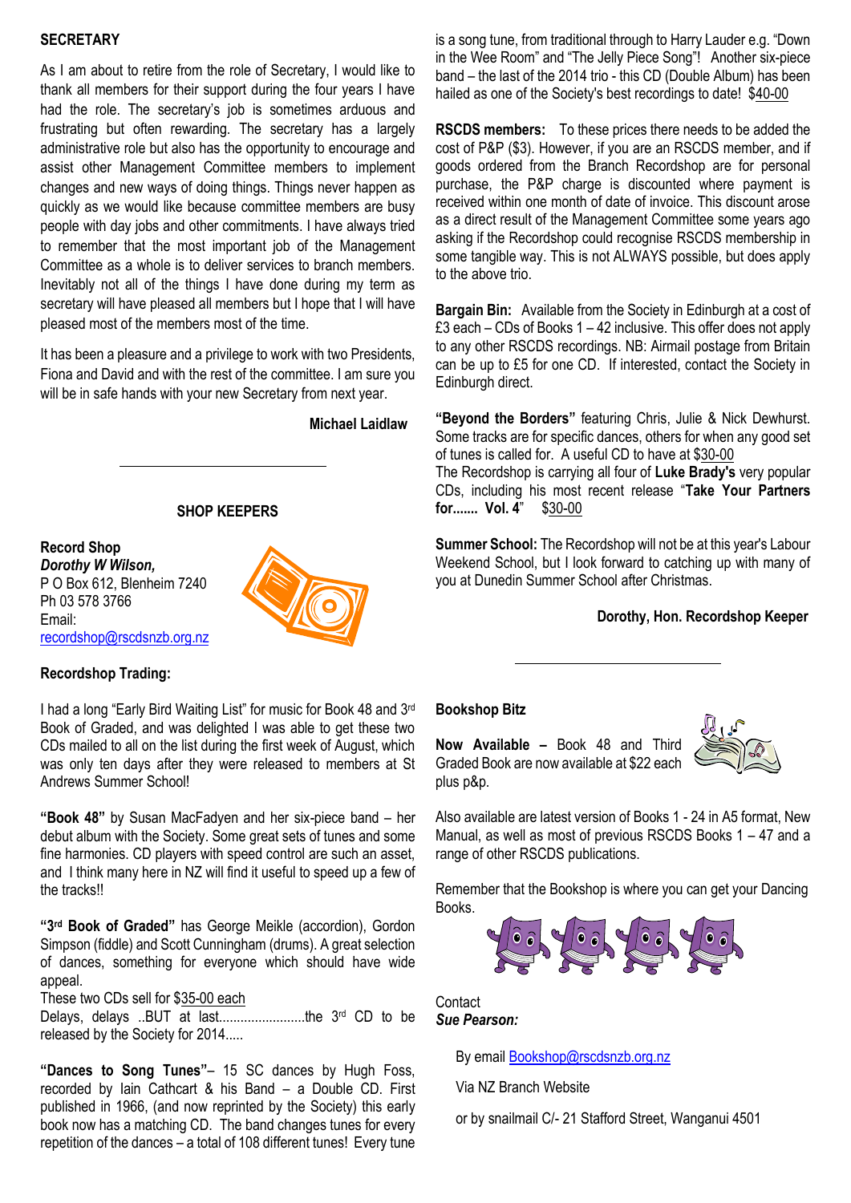## SECRETARY

As I am about to retire from the role of Secretary, I would like to thank all members for their support during the four years I have had the role. The secretary's job is sometimes arduous and frustrating but often rewarding. The secretary has a largely administrative role but also has the opportunity to encourage and assist other Management Committee members to implement changes and new ways of doing things. Things never happen as quickly as we would like because committee members are busy people with day jobs and other commitments. I have always tried to remember that the most important job of the Management Committee as a whole is to deliver services to branch members. Inevitably not all of the things I have done during my term as secretary will have pleased all members but I hope that I will have pleased most of the members most of the time.

It has been a pleasure and a privilege to work with two Presidents, Fiona and David and with the rest of the committee. I am sure you will be in safe hands with your new Secretary from next year.

**Michael Laidlaw**

---

## SHOP KEEPERS

**Record Shop**
***Dorothy W Wilson,***
P O Box 612, Blenheim 7240
Ph 03 578 3766
Email:
recordshop@rscdsnz.org.nz

**Recordshop Trading:**

I had a long "Early Bird Waiting List" for music for Book 48 and 3rd Book of Graded, and was delighted I was able to get these two CDs mailed to all on the list during the first week of August, which was only ten days after they were released to members at St Andrews Summer School!

**"Book 48"** by Susan MacFadyen and her six-piece band – her debut album with the Society. Some great sets of tunes and some fine harmonies. CD players with speed control are such an asset, and I think many here in NZ will find it useful to speed up a few of the tracks!!

**"3rd Book of Graded"** has George Meikle (accordion), Gordon Simpson (fiddle) and Scott Cunningham (drums). A great selection of dances, something for everyone which should have wide appeal.
These two CDs sell for $35-00 each
Delays, delays ..BUT at last........................the 3rd CD to be released by the Society for 2014.....

**"Dances to Song Tunes"**– 15 SC dances by Hugh Foss, recorded by Iain Cathcart & his Band – a Double CD. First published in 1966, (and now reprinted by the Society) this early book now has a matching CD. The band changes tunes for every repetition of the dances – a total of 108 different tunes! Every tune is a song tune, from traditional through to Harry Lauder e.g. "Down in the Wee Room" and "The Jelly Piece Song"! Another six-piece band – the last of the 2014 trio - this CD (Double Album) has been hailed as one of the Society's best recordings to date! $40-00

**RSCDS members:** To these prices there needs to be added the cost of P&P ($3). However, if you are an RSCDS member, and if goods ordered from the Branch Recordshop are for personal purchase, the P&P charge is discounted where payment is received within one month of date of invoice. This discount arose as a direct result of the Management Committee some years ago asking if the Recordshop could recognise RSCDS membership in some tangible way. This is not ALWAYS possible, but does apply to the above trio.

**Bargain Bin:** Available from the Society in Edinburgh at a cost of £3 each – CDs of Books 1 – 42 inclusive. This offer does not apply to any other RSCDS recordings. NB: Airmail postage from Britain can be up to £5 for one CD. If interested, contact the Society in Edinburgh direct.

**"Beyond the Borders"** featuring Chris, Julie & Nick Dewhurst. Some tracks are for specific dances, others for when any good set of tunes is called for. A useful CD to have at $30-00
The Recordshop is carrying all four of **Luke Brady's** very popular CDs, including his most recent release "**Take Your Partners for....... Vol. 4**" $30-00

**Summer School:** The Recordshop will not be at this year's Labour Weekend School, but I look forward to catching up with many of you at Dunedin Summer School after Christmas.

**Dorothy, Hon. Recordshop Keeper**

---

**Bookshop Bitz**

**Now Available –** Book 48 and Third Graded Book are now available at $22 each plus p&p.

Also available are latest version of Books 1 - 24 in A5 format, New Manual, as well as most of previous RSCDS Books 1 – 47 and a range of other RSCDS publications.

Remember that the Bookshop is where you can get your Dancing Books.

Contact
***Sue Pearson:***

By email Bookshop@rscdsnz.org.nz

Via NZ Branch Website

or by snailmail C/- 21 Stafford Street, Wanganui 4501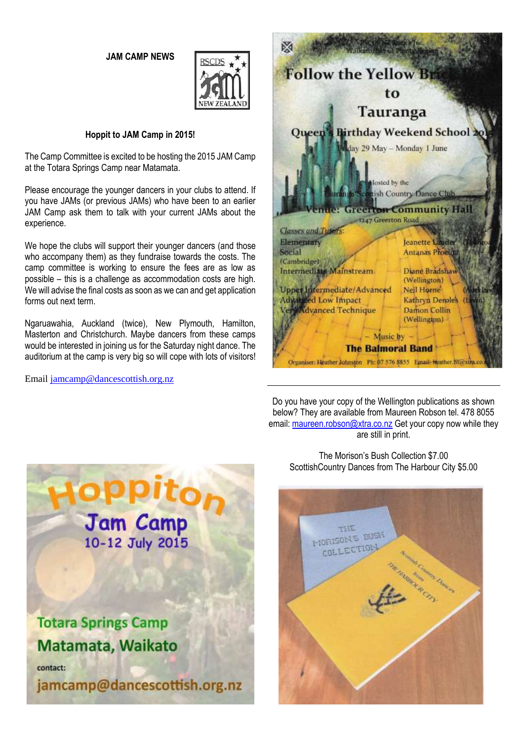## JAM CAMP NEWS

### Hoppit to JAM Camp in 2015!

The Camp Committee is excited to be hosting the 2015 JAM Camp at the Totara Springs Camp near Matamata.

Please encourage the younger dancers in your clubs to attend. If you have JAMs (or previous JAMs) who have been to an earlier JAM Camp ask them to talk with your current JAMs about the experience.

We hope the clubs will support their younger dancers (and those who accompany them) as they fundraise towards the costs. The camp committee is working to ensure the fees are as low as possible – this is a challenge as accommodation costs are high. We will advise the final costs as soon as we can and get application forms out next term.

Ngaruawahia, Auckland (twice), New Plymouth, Hamilton, Masterton and Christchurch. Maybe dancers from these camps would be interested in joining us for the Saturday night dance. The auditorium at the camp is very big so will cope with lots of visitors!

Email jamcamp@dancescottish.org.nz

Hoppiton Jam Camp
10-12 July 2015

Totara Springs Camp
Matamata, Waikato

contact:
jamcamp@dancescottish.org.nz

Follow the Yellow Brick Road to Tauranga

Queen's Birthday Weekend School 2015

Friday 29 May – Monday 1 June

Hosted by the Tauranga Scottish Country Dance Club

Venue: Greerton Community Hall
1247 Greerton Road

*Classes and Tutors:*

| | |
|---|---|
| Elementary | Jeanette Lauder (Te Aroha) |
| Social | Antanas Procuta (Cambridge) |
| Intermediate Mainstream | Diane Bradshaw (Wellington) |
| Upper Intermediate/Advanced | Neil Horne (Auckland) |
| Advanced Low Impact | Kathryn Deroles (Levin) |
| Very Advanced Technique | Damon Collin (Wellington) |

~ Music by ~
**The Balmoral Band**

Organiser: Heather Johnston Ph: 07 576 8855 Email: heather.hl@xtra.co.nz

---

Do you have your copy of the Wellington publications as shown below? They are available from Maureen Robson tel. 478 8055 email: maureen.robson@xtra.co.nz Get your copy now while they are still in print.

The Morison's Bush Collection $7.00
ScottishCountry Dances from The Harbour City $5.00